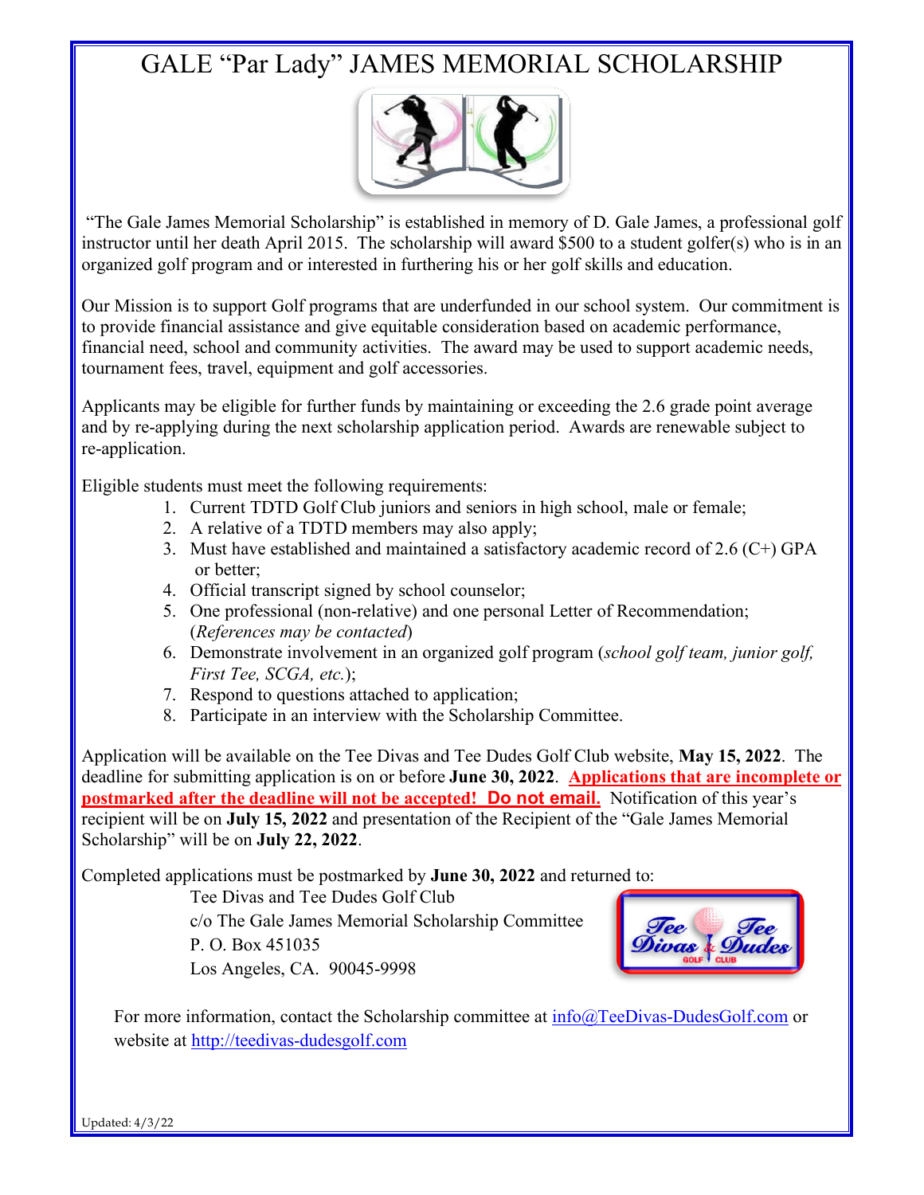# GALE “Par Lady” JAMES MEMORIAL SCHOLARSHIP

“The Gale James Memorial Scholarship” is established in memory of D. Gale James, a professional golf instructor until her death April 2015. The scholarship will award $500 to a student golfer(s) who is in an organized golf program and or interested in furthering his or her golf skills and education.

Our Mission is to support Golf programs that are underfunded in our school system. Our commitment is to provide financial assistance and give equitable consideration based on academic performance, financial need, school and community activities. The award may be used to support academic needs, tournament fees, travel, equipment and golf accessories.

Applicants may be eligible for further funds by maintaining or exceeding the 2.6 grade point average and by re-applying during the next scholarship application period. Awards are renewable subject to re-application.

Eligible students must meet the following requirements:

1. Current TDTD Golf Club juniors and seniors in high school, male or female;
2. A relative of a TDTD members may also apply;
3. Must have established and maintained a satisfactory academic record of 2.6 (C+) GPA or better;
4. Official transcript signed by school counselor;
5. One professional (non-relative) and one personal Letter of Recommendation; (*References may be contacted*)
6. Demonstrate involvement in an organized golf program (*school golf team, junior golf, First Tee, SCGA, etc.*);
7. Respond to questions attached to application;
8. Participate in an interview with the Scholarship Committee.

Application will be available on the Tee Divas and Tee Dudes Golf Club website, **May 15, 2022**. The deadline for submitting application is on or before **June 30, 2022**. **Applications that are incomplete or postmarked after the deadline will not be accepted! Do not email.** Notification of this year’s recipient will be on **July 15, 2022** and presentation of the Recipient of the “Gale James Memorial Scholarship” will be on **July 22, 2022**.

Completed applications must be postmarked by **June 30, 2022** and returned to:

Tee Divas and Tee Dudes Golf Club
c/o The Gale James Memorial Scholarship Committee
P. O. Box 451035
Los Angeles, CA. 90045-9998

For more information, contact the Scholarship committee at info@TeeDivas-DudesGolf.com or website at http://teedivas-dudesgolf.com

Updated: 4/3/22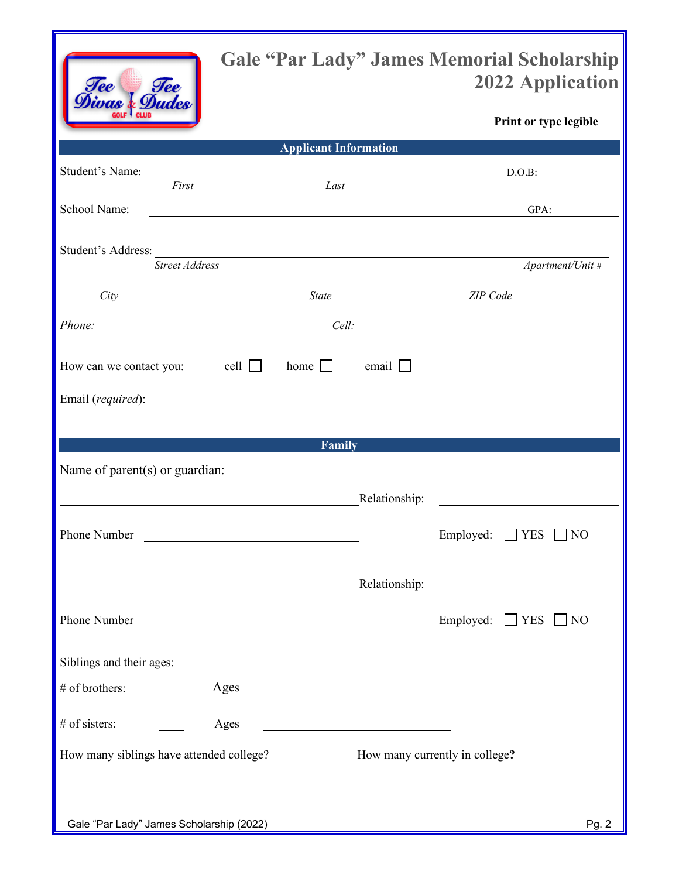# Gale "Par Lady" James Memorial Scholarship 2022 Application

**Print or type legible**

## Applicant Information

Student's Name: ______________________________ D.O.B: __________
*First* *Last*

School Name: ______________________________ GPA: __________

Student's Address: ______________________________
*Street Address* *Apartment/Unit #*

______________________________
*City* *State* *ZIP Code*

*Phone:* ______________________ *Cell:* ______________________

How can we contact you: cell ☐ home ☐ email ☐

Email (*required*): ______________________________

## Family

Name of parent(s) or guardian:

______________________________ Relationship: ______________

Phone Number ______________________ Employed: ☐ YES ☐ NO

______________________________ Relationship: ______________

Phone Number ______________________ Employed: ☐ YES ☐ NO

Siblings and their ages:

\# of brothers: ____ Ages ______________________

\# of sisters: ____ Ages ______________________

How many siblings have attended college? ________ How many currently in college**?** ________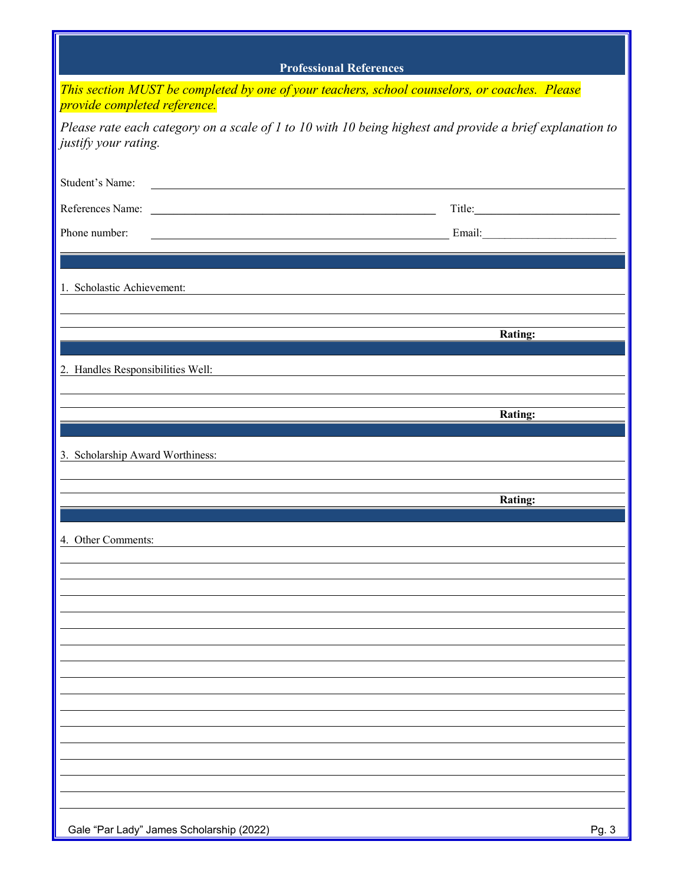## Professional References

*This section MUST be completed by one of your teachers, school counselors, or coaches. Please provide completed reference.*

*Please rate each category on a scale of 1 to 10 with 10 being highest and provide a brief explanation to justify your rating.*

Student's Name: ______________________________________________

References Name: ______________________________ Title: ______________________

Phone number: ______________________________ Email: ______________________

1. Scholastic Achievement: ______________________________________________

______________________________________________

______________________________________________

**Rating:**

2. Handles Responsibilities Well: ______________________________________________

______________________________________________

______________________________________________

**Rating:**

3. Scholarship Award Worthiness: ______________________________________________

______________________________________________

______________________________________________

**Rating:**

4. Other Comments: ______________________________________________

______________________________________________

______________________________________________

______________________________________________

______________________________________________

______________________________________________

______________________________________________

______________________________________________

______________________________________________

______________________________________________

______________________________________________

______________________________________________

______________________________________________

______________________________________________

______________________________________________

______________________________________________

Gale "Par Lady" James Scholarship (2022)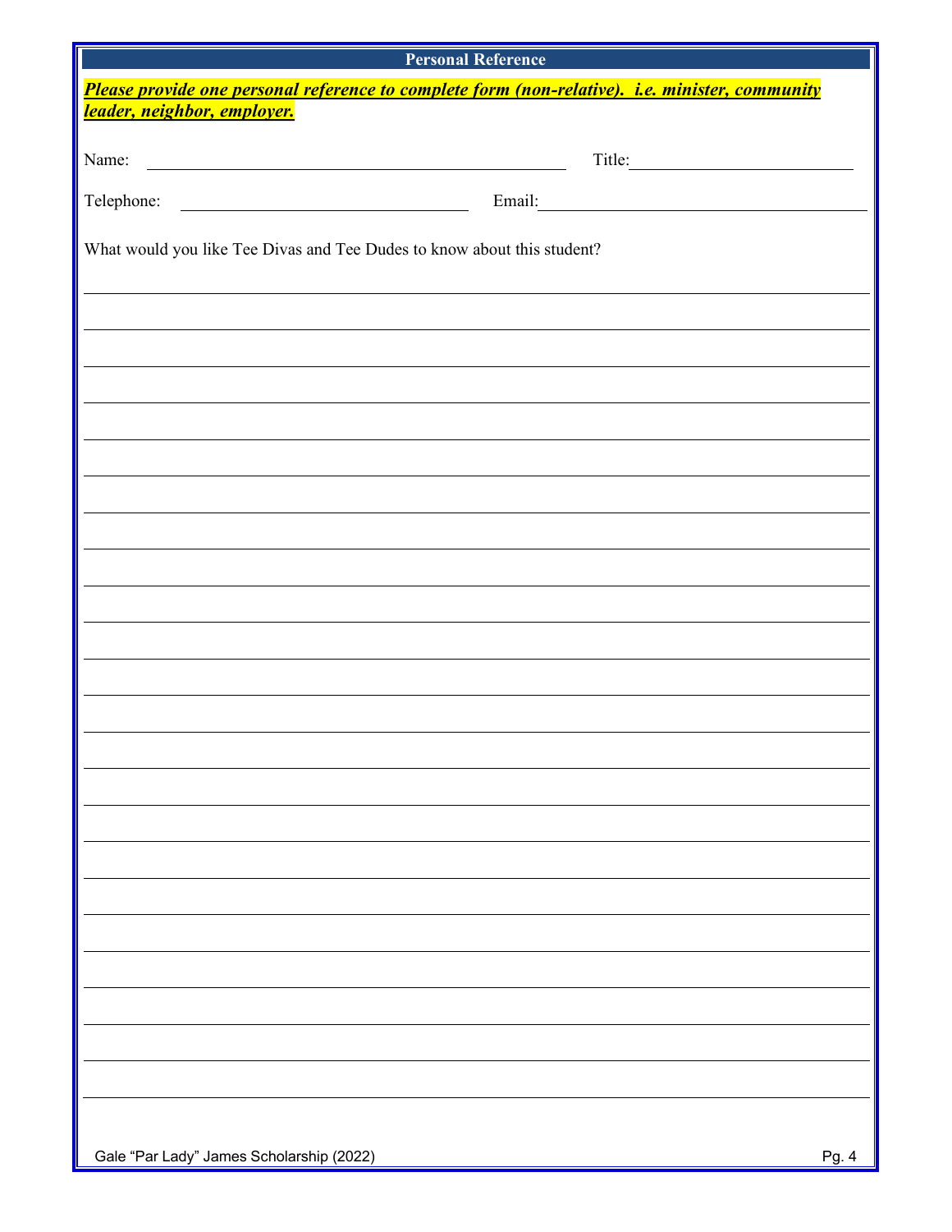## Personal Reference

***Please provide one personal reference to complete form (non-relative). i.e. minister, community leader, neighbor, employer.***

Name: ______________________________ Title: ____________________

Telephone: ____________________ Email: ______________________________

What would you like Tee Divas and Tee Dudes to know about this student?

______________________________________________________________________

______________________________________________________________________

______________________________________________________________________

______________________________________________________________________

______________________________________________________________________

______________________________________________________________________

______________________________________________________________________

______________________________________________________________________

______________________________________________________________________

______________________________________________________________________

______________________________________________________________________

______________________________________________________________________

______________________________________________________________________

______________________________________________________________________

______________________________________________________________________

______________________________________________________________________

______________________________________________________________________

______________________________________________________________________

______________________________________________________________________

______________________________________________________________________

______________________________________________________________________

______________________________________________________________________

______________________________________________________________________

Gale "Par Lady" James Scholarship (2022)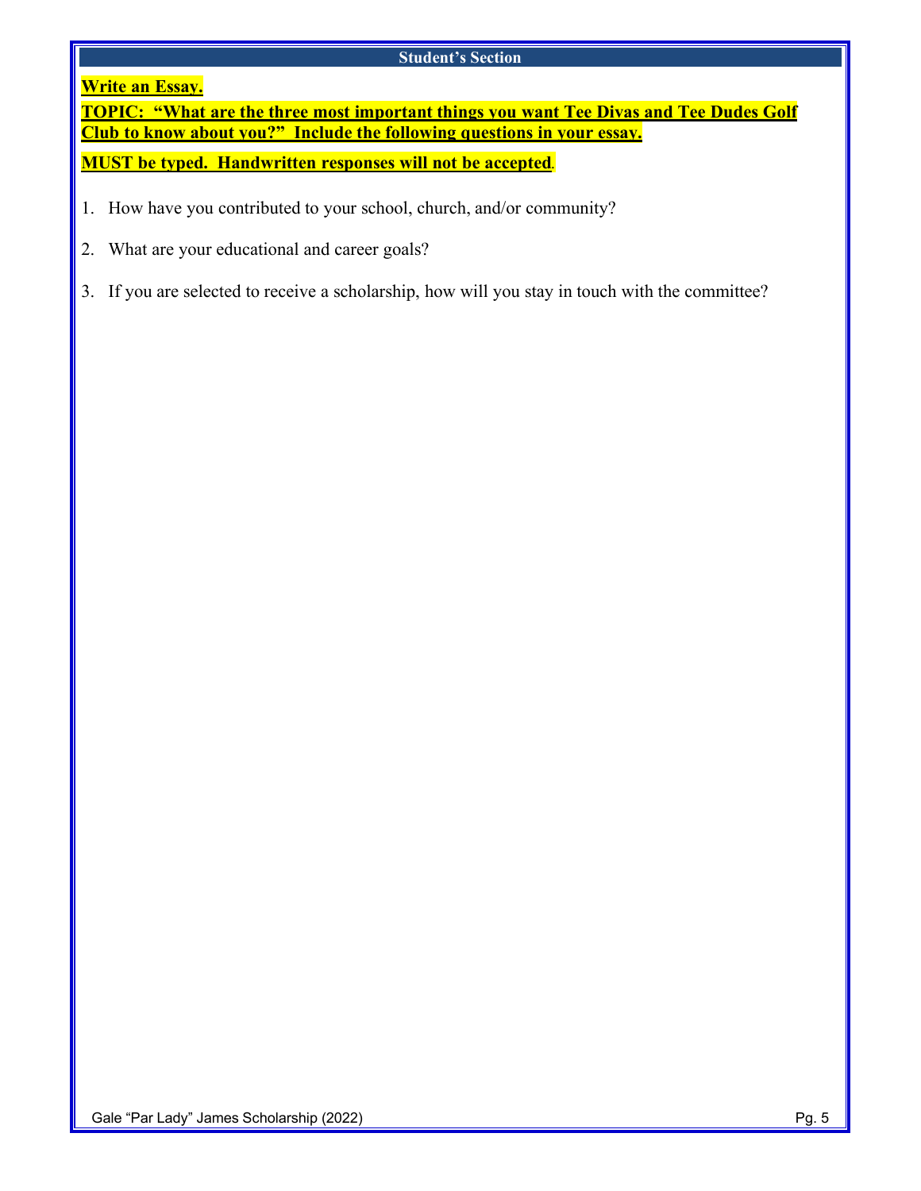## Student's Section

**Write an Essay.**

**TOPIC: "What are the three most important things you want Tee Divas and Tee Dudes Golf Club to know about you?" Include the following questions in your essay.**

**MUST be typed. Handwritten responses will not be accepted**.

1. How have you contributed to your school, church, and/or community?
2. What are your educational and career goals?
3. If you are selected to receive a scholarship, how will you stay in touch with the committee?